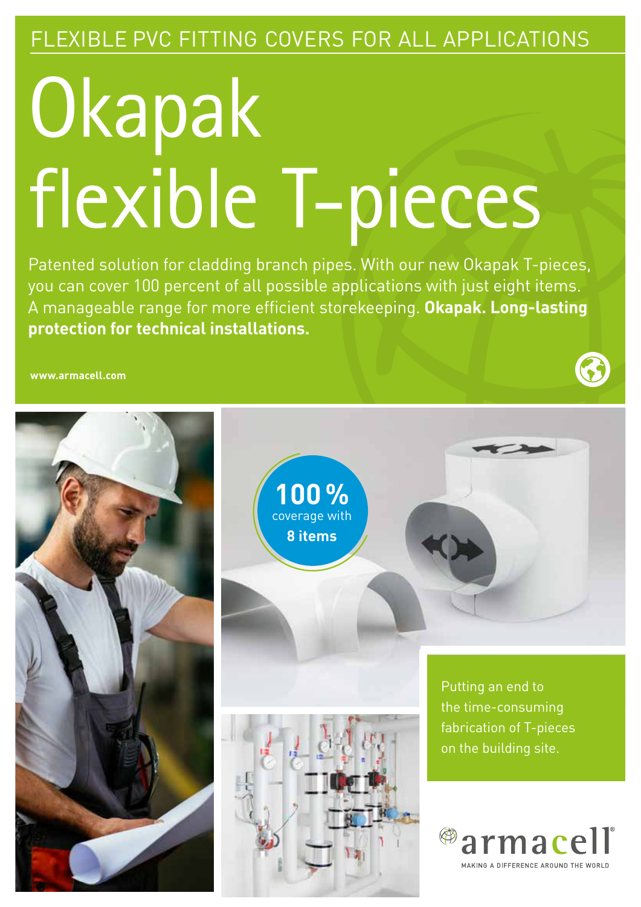FLEXIBLE PVC FITTING COVERS FOR ALL APPLICATIONS

# Okapak flexible T-pieces

Patented solution for cladding branch pipes. With our new Okapak T-pieces, you can cover 100 percent of all possible applications with just eight items. A manageable range for more efficient storekeeping. **Okapak. Long-lasting protection for technical installations.**

www.armacell.com

**100 %** coverage with **8 items**

Putting an end to the time-consuming fabrication of T-pieces on the building site.

armacell®

MAKING A DIFFERENCE AROUND THE WORLD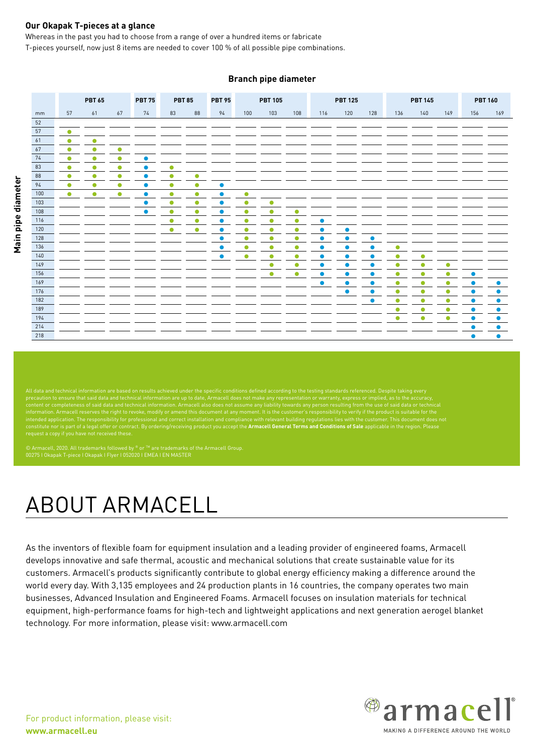### Our Okapak T-pieces at a glance

Whereas in the past you had to choose from a range of over a hundred items or fabricate T-pieces yourself, now just 8 items are needed to cover 100 % of all possible pipe combinations.

**Branch pipe diameter** (columns) / **Main pipe diameter** (rows)

| | PBT 65 | | | PBT 75 | PBT 85 | | PBT 95 | PBT 105 | | | PBT 125 | | | PBT 145 | | | PBT 160 | |
|---|---|---|---|---|---|---|---|---|---|---|---|---|---|---|---|---|---|---|
| mm | 57 | 61 | 67 | 74 | 83 | 88 | 94 | 100 | 103 | 108 | 116 | 120 | 128 | 136 | 140 | 149 | 156 | 169 |
| 52 | | | | | | | | | | | | | | | | | | |
| 57 | ● | | | | | | | | | | | | | | | | | |
| 61 | ● | ● | | | | | | | | | | | | | | | | |
| 67 | ● | ● | ● | | | | | | | | | | | | | | | |
| 74 | ● | ● | ● | ● | | | | | | | | | | | | | | |
| 83 | ● | ● | ● | ● | ● | | | | | | | | | | | | | |
| 88 | ● | ● | ● | ● | ● | ● | | | | | | | | | | | | |
| 94 | ● | ● | ● | ● | ● | ● | ● | | | | | | | | | | | |
| 100 | ● | ● | ● | ● | ● | ● | ● | ● | | | | | | | | | | |
| 103 | | | | ● | ● | ● | ● | ● | ● | | | | | | | | | |
| 108 | | | | ● | ● | ● | ● | ● | ● | ● | | | | | | | | |
| 116 | | | | | ● | ● | ● | ● | ● | ● | ● | | | | | | | |
| 120 | | | | | ● | ● | ● | ● | ● | ● | ● | ● | | | | | | |
| 128 | | | | | | | ● | ● | ● | ● | ● | ● | ● | | | | | |
| 136 | | | | | | | ● | ● | ● | ● | ● | ● | ● | ● | | | | |
| 140 | | | | | | | ● | ● | ● | ● | ● | ● | ● | ● | ● | | | |
| 149 | | | | | | | | | ● | ● | ● | ● | ● | ● | ● | ● | | |
| 156 | | | | | | | | | ● | ● | ● | ● | ● | ● | ● | ● | ● | |
| 169 | | | | | | | | | | | ● | ● | ● | ● | ● | ● | ● | ● |
| 176 | | | | | | | | | | | | ● | ● | ● | ● | ● | ● | ● |
| 182 | | | | | | | | | | | | | ● | ● | ● | ● | ● | ● |
| 189 | | | | | | | | | | | | | | ● | ● | ● | ● | ● |
| 194 | | | | | | | | | | | | | | ● | ● | ● | ● | ● |
| 214 | | | | | | | | | | | | | | | | | ● | ● |
| 218 | | | | | | | | | | | | | | | | | ● | ● |

All data and technical information are based on results achieved under the specific conditions defined according to the testing standards referenced. Despite taking every precaution to ensure that said data and technical information are up to date, Armacell does not make any representation or warranty, express or implied, as to the accuracy, content or completeness of said data and technical information. Armacell also does not assume any liability towards any person resulting from the use of said data or technical information. Armacell reserves the right to revoke, modify or amend this document at any moment. It is the customer's responsibility to verify if the product is suitable for the intended application. The responsibility for professional and correct installation and compliance with relevant building regulations lies with the customer. This document does not constitute nor is part of a legal offer or contract. By ordering/receiving product you accept the **Armacell General Terms and Conditions of Sale** applicable in the region. Please request a copy if you have not received these.

© Armacell, 2020. All trademarks followed by ® or ™ are trademarks of the Armacell Group.
00275 I Okapak T-piece I Okapak I Flyer I 052020 I EMEA I EN MASTER

# ABOUT ARMACELL

As the inventors of flexible foam for equipment insulation and a leading provider of engineered foams, Armacell develops innovative and safe thermal, acoustic and mechanical solutions that create sustainable value for its customers. Armacell's products significantly contribute to global energy efficiency making a difference around the world every day. With 3,135 employees and 24 production plants in 16 countries, the company operates two main businesses, Advanced Insulation and Engineered Foams. Armacell focuses on insulation materials for technical equipment, high-performance foams for high-tech and lightweight applications and next generation aerogel blanket technology. For more information, please visit: www.armacell.com

For product information, please visit:
**www.armacell.eu**

armacell®
MAKING A DIFFERENCE AROUND THE WORLD